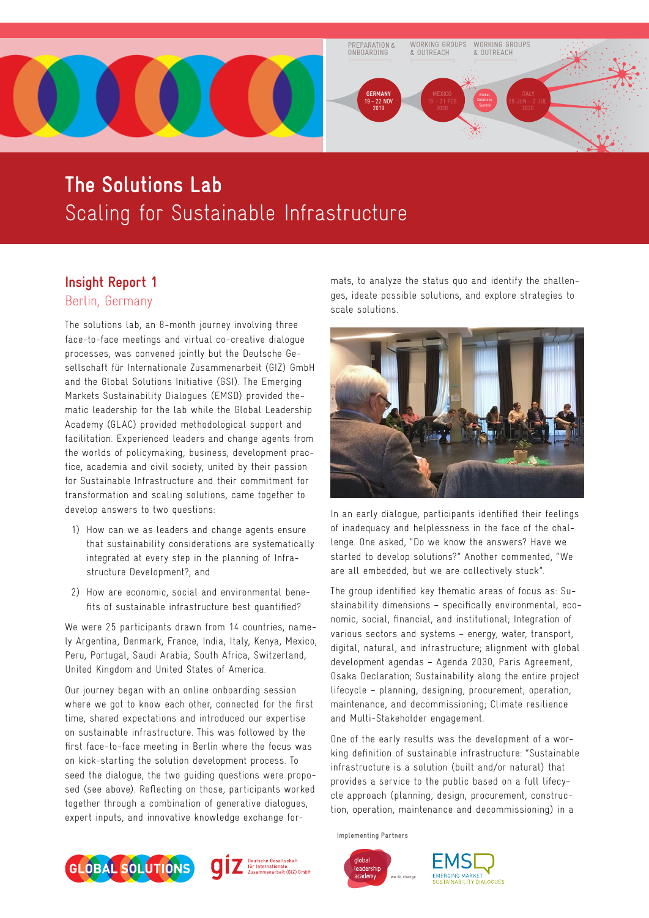PREPARATION & ONBOARDING | WORKING GROUPS & OUTREACH | WORKING GROUPS & OUTREACH

GERMANY 19 – 22 NOV 2019 | MEXICO 18 – 21 FEB 2020 | Global Solutions Summit | ITALY 29 JUN – 2 JUL 2020

# The Solutions Lab

Scaling for Sustainable Infrastructure

## Insight Report 1

Berlin, Germany

The solutions lab, an 8-month journey involving three face-to-face meetings and virtual co-creative dialogue processes, was convened jointly but the Deutsche Gesellschaft für Internationale Zusammenarbeit (GIZ) GmbH and the Global Solutions Initiative (GSI). The Emerging Markets Sustainability Dialogues (EMSD) provided thematic leadership for the lab while the Global Leadership Academy (GLAC) provided methodological support and facilitation. Experienced leaders and change agents from the worlds of policymaking, business, development practice, academia and civil society, united by their passion for Sustainable Infrastructure and their commitment for transformation and scaling solutions, came together to develop answers to two questions:

1) How can we as leaders and change agents ensure that sustainability considerations are systematically integrated at every step in the planning of Infrastructure Development?; and

2) How are economic, social and environmental benefits of sustainable infrastructure best quantified?

We were 25 participants drawn from 14 countries, namely Argentina, Denmark, France, India, Italy, Kenya, Mexico, Peru, Portugal, Saudi Arabia, South Africa, Switzerland, United Kingdom and United States of America.

Our journey began with an online onboarding session where we got to know each other, connected for the first time, shared expectations and introduced our expertise on sustainable infrastructure. This was followed by the first face-to-face meeting in Berlin where the focus was on kick-starting the solution development process. To seed the dialogue, the two guiding questions were proposed (see above). Reflecting on those, participants worked together through a combination of generative dialogues, expert inputs, and innovative knowledge exchange formats, to analyze the status quo and identify the challenges, ideate possible solutions, and explore strategies to scale solutions.

In an early dialogue, participants identified their feelings of inadequacy and helplessness in the face of the challenge. One asked, "Do we know the answers? Have we started to develop solutions?" Another commented, "We are all embedded, but we are collectively stuck".

The group identified key thematic areas of focus as: Sustainability dimensions – specifically environmental, economic, social, financial, and institutional; Integration of various sectors and systems – energy, water, transport, digital, natural, and infrastructure; alignment with global development agendas – Agenda 2030, Paris Agreement, Osaka Declaration; Sustainability along the entire project lifecycle – planning, designing, procurement, operation, maintenance, and decommissioning; Climate resilience and Multi-Stakeholder engagement.

One of the early results was the development of a working definition of sustainable infrastructure: "Sustainable infrastructure is a solution (built and/or natural) that provides a service to the public based on a full lifecycle approach (planning, design, procurement, construction, operation, maintenance and decommissioning) in a

Implementing Partners

GLOBAL SOLUTIONS | giz Deutsche Gesellschaft für Internationale Zusammenarbeit (GIZ) GmbH | global leadership academy – we do change | EMSD EMERGING MARKET SUSTAINABILITY DIALOGUES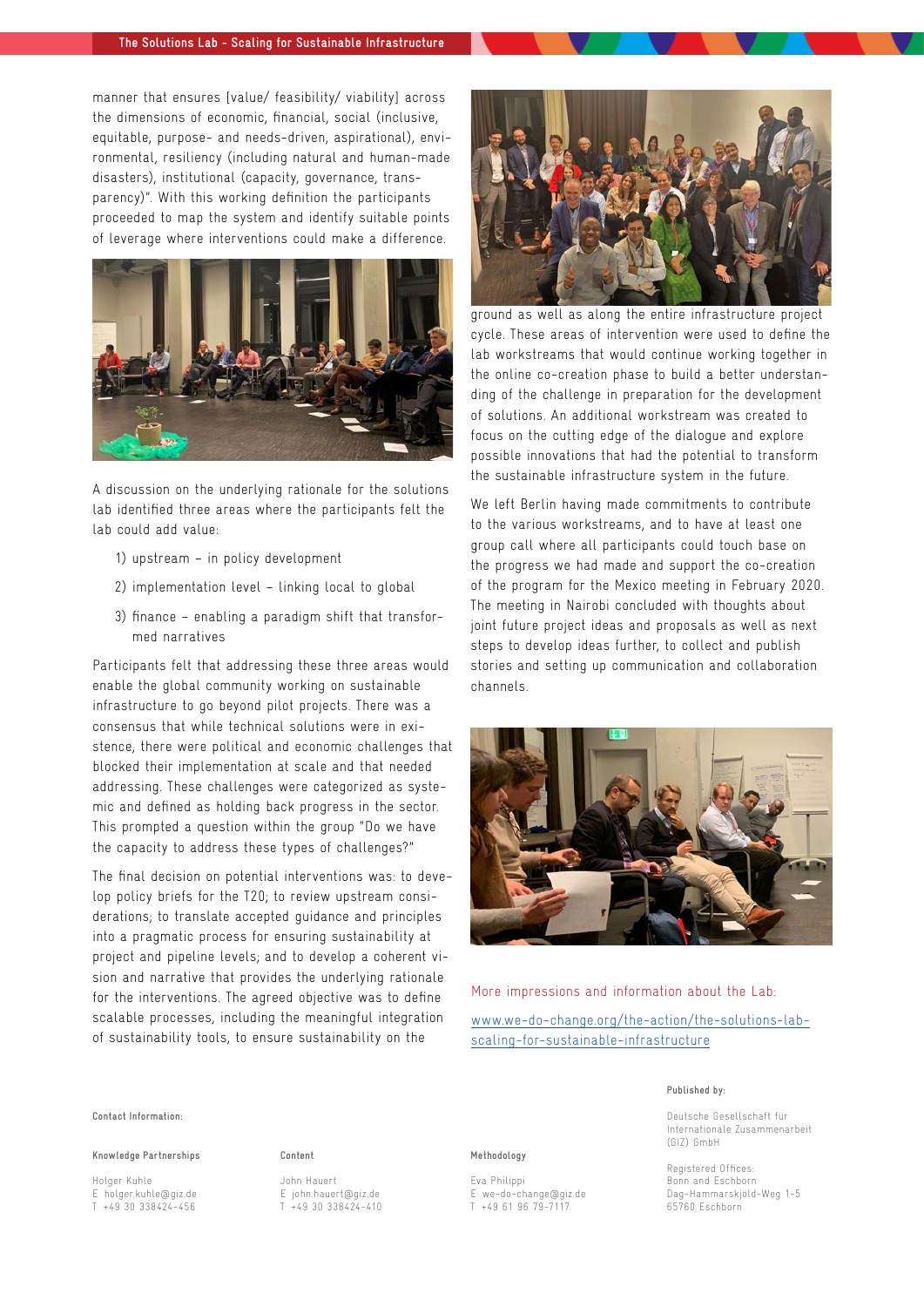manner that ensures [value/ feasibility/ viability] across the dimensions of economic, financial, social (inclusive, equitable, purpose- and needs-driven, aspirational), environmental, resiliency (including natural and human-made disasters), institutional (capacity, governance, transparency)". With this working definition the participants proceeded to map the system and identify suitable points of leverage where interventions could make a difference.

A discussion on the underlying rationale for the solutions lab identified three areas where the participants felt the lab could add value:

1) upstream – in policy development
2) implementation level – linking local to global
3) finance – enabling a paradigm shift that transformed narratives

Participants felt that addressing these three areas would enable the global community working on sustainable infrastructure to go beyond pilot projects. There was a consensus that while technical solutions were in existence, there were political and economic challenges that blocked their implementation at scale and that needed addressing. These challenges were categorized as systemic and defined as holding back progress in the sector. This prompted a question within the group "Do we have the capacity to address these types of challenges?"

The final decision on potential interventions was: to develop policy briefs for the T20; to review upstream considerations; to translate accepted guidance and principles into a pragmatic process for ensuring sustainability at project and pipeline levels; and to develop a coherent vision and narrative that provides the underlying rationale for the interventions. The agreed objective was to define scalable processes, including the meaningful integration of sustainability tools, to ensure sustainability on the ground as well as along the entire infrastructure project cycle. These areas of intervention were used to define the lab workstreams that would continue working together in the online co-creation phase to build a better understanding of the challenge in preparation for the development of solutions. An additional workstream was created to focus on the cutting edge of the dialogue and explore possible innovations that had the potential to transform the sustainable infrastructure system in the future.

We left Berlin having made commitments to contribute to the various workstreams, and to have at least one group call where all participants could touch base on the progress we had made and support the co-creation of the program for the Mexico meeting in February 2020. The meeting in Nairobi concluded with thoughts about joint future project ideas and proposals as well as next steps to develop ideas further, to collect and publish stories and setting up communication and collaboration channels.

More impressions and information about the Lab:

www.we-do-change.org/the-action/the-solutions-lab-scaling-for-sustainable-infrastructure

**Contact Information:**

**Knowledge Partnerships**
Holger Kuhle
E holger.kuhle@giz.de
T +49 30 338424-456

**Content**
John Hauert
E john.hauert@giz.de
T +49 30 338424-410

**Methodology**
Eva Philippi
E we-do-change@giz.de
T +49 61 96 79-7117

**Published by:**
Deutsche Gesellschaft für Internationale Zusammenarbeit (GIZ) GmbH

Registered Offices:
Bonn and Eschborn
Dag-Hammarskjöld-Weg 1-5
65760 Eschborn